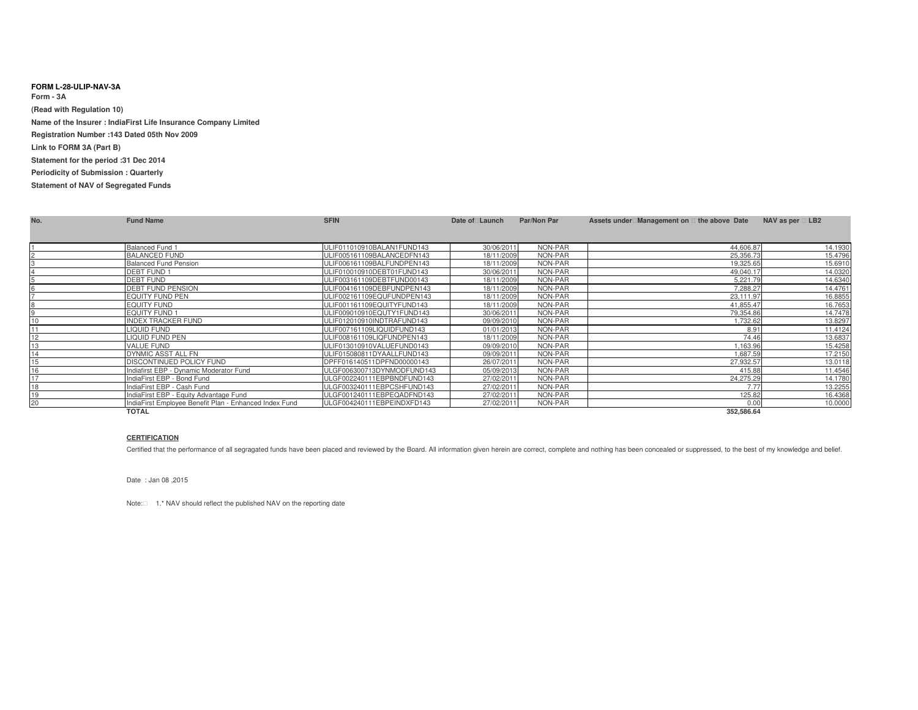**FORM L-28-ULIP-NAV-3A**

**Form - 3A**

**(Read with Regulation 10)**

**Name of the Insurer : IndiaFirst Life Insurance Company Limited**

**Registration Number :143 Dated 05th Nov 2009**

**Link to FORM 3A (Part B)**

**Statement for the period :31 Dec 2014**

**Periodicity of Submission : Quarterly**

**Statement of NAV of Segregated Funds**

| No. | Fund Name | SFIN | Date of Launch | Par/Non Par | Assets under Management on the above Date | NAV as per LB2 |
|---|---|---|---|---|---|---|
| 1 | Balanced Fund 1 | ULIF011010910BALAN1FUND143 | 30/06/2011 | NON-PAR | 44,606.87 | 14.1930 |
| 2 | BALANCED FUND | ULIF005161109BALANCEDFN143 | 18/11/2009 | NON-PAR | 25,356.73 | 15.4796 |
| 3 | Balanced Fund Pension | ULIF006161109BALFUNDPEN143 | 18/11/2009 | NON-PAR | 19,325.65 | 15.6910 |
| 4 | DEBT FUND 1 | ULIF010010910DEBT01FUND143 | 30/06/2011 | NON-PAR | 49,040.17 | 14.0320 |
| 5 | DEBT FUND | ULIF003161109DEBTFUND00143 | 18/11/2009 | NON-PAR | 5,221.79 | 14.6340 |
| 6 | DEBT FUND PENSION | ULIF004161109DEBFUNDPEN143 | 18/11/2009 | NON-PAR | 7,288.27 | 14.4761 |
| 7 | EQUITY FUND PEN | ULIF002161109EQUFUNDPEN143 | 18/11/2009 | NON-PAR | 23,111.97 | 16.8855 |
| 8 | EQUITY FUND | ULIF001161109EQUITYFUND143 | 18/11/2009 | NON-PAR | 41,855.47 | 16.7653 |
| 9 | EQUITY FUND 1 | ULIF009010910EQUTY1FUND143 | 30/06/2011 | NON-PAR | 79,354.86 | 14.7478 |
| 10 | INDEX TRACKER FUND | ULIF012010910INDTRAFUND143 | 09/09/2010 | NON-PAR | 1,732.62 | 13.8297 |
| 11 | LIQUID FUND | ULIF007161109LIQUIDFUND143 | 01/01/2013 | NON-PAR | 8.91 | 11.4124 |
| 12 | LIQUID FUND PEN | ULIF008161109LIQFUNDPEN143 | 18/11/2009 | NON-PAR | 74.46 | 13.6837 |
| 13 | VALUE FUND | ULIF013010910VALUEFUND0143 | 09/09/2010 | NON-PAR | 1,163.96 | 15.4258 |
| 14 | DYNMIC ASST ALL FN | ULIF015080811DYAALLFUND143 | 09/09/2011 | NON-PAR | 1,687.59 | 17.2150 |
| 15 | DISCONTINUED POLICY FUND | DPFF016140511DPFND00000143 | 26/07/2011 | NON-PAR | 27,932.57 | 13.0118 |
| 16 | Indiafirst EBP - Dynamic Moderator Fund | ULGF006300713DYNMODFUND143 | 05/09/2013 | NON-PAR | 415.88 | 11.4546 |
| 17 | IndiaFirst EBP - Bond Fund | ULGF002240111EBPBNDFUND143 | 27/02/2011 | NON-PAR | 24,275.29 | 14.1780 |
| 18 | IndiaFirst EBP - Cash Fund | ULGF003240111EBPCSHFUND143 | 27/02/2011 | NON-PAR | 7.77 | 13.2255 |
| 19 | IndiaFirst EBP - Equity Advantage Fund | ULGF001240111EBPEQADFND143 | 27/02/2011 | NON-PAR | 125.82 | 16.4368 |
| 20 | IndiaFirst Employee Benefit Plan - Enhanced Index Fund | ULGF004240111EBPEINDXFD143 | 27/02/2011 | NON-PAR | 0.00 | 10.0000 |
| | **TOTAL** | | | | **352,586.64** | |

**CERTIFICATION**

Certified that the performance of all segragated funds have been placed and reviewed by the Board. All information given herein are correct, complete and nothing has been concealed or suppressed, to the best of my knowledge and belief.

Date : Jan 08 ,2015

Note: 1.* NAV should reflect the published NAV on the reporting date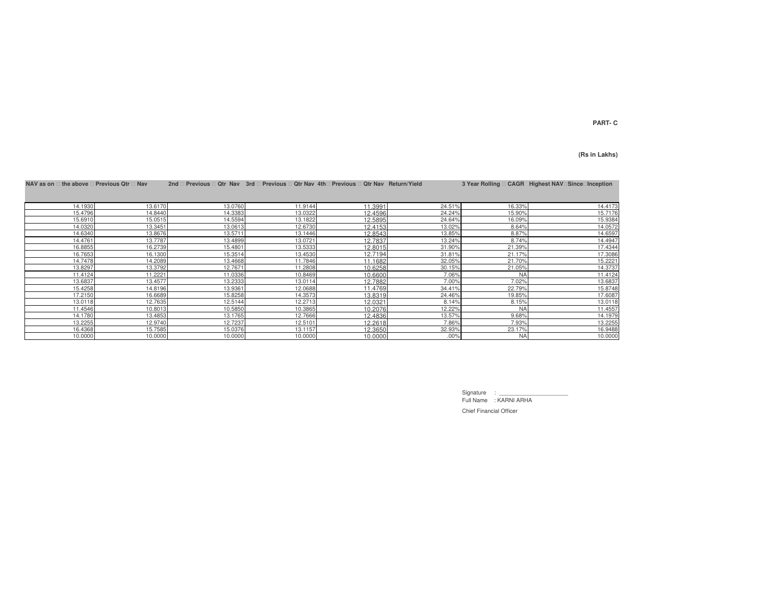**PART- C**

**(Rs in Lakhs)**

| NAV as on the above | Previous Qtr Nav | 2nd Previous Qtr Nav | 3rd Previous Qtr Nav | 4th Previous Qtr Nav | Return/Yield | 3 Year Rolling CAGR | Highest NAV Since Inception |
|---|---|---|---|---|---|---|---|
| 14.1930 | 13.6170 | 13.0760 | 11.9144 | 11.3991 | 24.51% | 16.33% | 14.4173 |
| 15.4796 | 14.8440 | 14.3383 | 13.0322 | 12.4596 | 24.24% | 15.90% | 15.7176 |
| 15.6910 | 15.0515 | 14.5594 | 13.1822 | 12.5895 | 24.64% | 16.09% | 15.9384 |
| 14.0320 | 13.3451 | 13.0613 | 12.6730 | 12.4153 | 13.02% | 8.64% | 14.0572 |
| 14.6340 | 13.8676 | 13.5711 | 13.1446 | 12.8543 | 13.85% | 8.87% | 14.6597 |
| 14.4761 | 13.7787 | 13.4899 | 13.0721 | 12.7837 | 13.24% | 8.74% | 14.4947 |
| 16.8855 | 16.2739 | 15.4801 | 13.5333 | 12.8015 | 31.90% | 21.39% | 17.4344 |
| 16.7653 | 16.1300 | 15.3514 | 13.4530 | 12.7194 | 31.81% | 21.17% | 17.3086 |
| 14.7478 | 14.2089 | 13.4668 | 11.7846 | 11.1682 | 32.05% | 21.70% | 15.2221 |
| 13.8297 | 13.3792 | 12.7671 | 11.2808 | 10.6258 | 30.15% | 21.05% | 14.3737 |
| 11.4124 | 11.2221 | 11.0336 | 10.8469 | 10.6600 | 7.06% | NA | 11.4124 |
| 13.6837 | 13.4577 | 13.2333 | 13.0114 | 12.7882 | 7.00% | 7.02% | 13.6837 |
| 15.4258 | 14.8196 | 13.9361 | 12.0688 | 11.4769 | 34.41% | 22.79% | 15.8748 |
| 17.2150 | 16.6689 | 15.8258 | 14.3573 | 13.8319 | 24.46% | 19.85% | 17.6087 |
| 13.0118 | 12.7635 | 12.5144 | 12.2713 | 12.0321 | 8.14% | 8.15% | 13.0118 |
| 11.4546 | 10.8013 | 10.5850 | 10.3865 | 10.2076 | 12.22% | NA | 11.4557 |
| 14.1780 | 13.4853 | 13.1765 | 12.7666 | 12.4836 | 13.57% | 9.68% | 14.1979 |
| 13.2255 | 12.9740 | 12.7237 | 12.5101 | 12.2618 | 7.86% | 7.93% | 13.2255 |
| 16.4368 | 15.7585 | 15.0376 | 13.1157 | 12.3650 | 32.93% | 23.17% | 16.9488 |
| 10.0000 | 10.0000 | 10.0000 | 10.0000 | 10.0000 | .00% | NA | 10.0000 |

Signature : ______________________

Full Name : KARNI ARHA

Chief Financial Officer